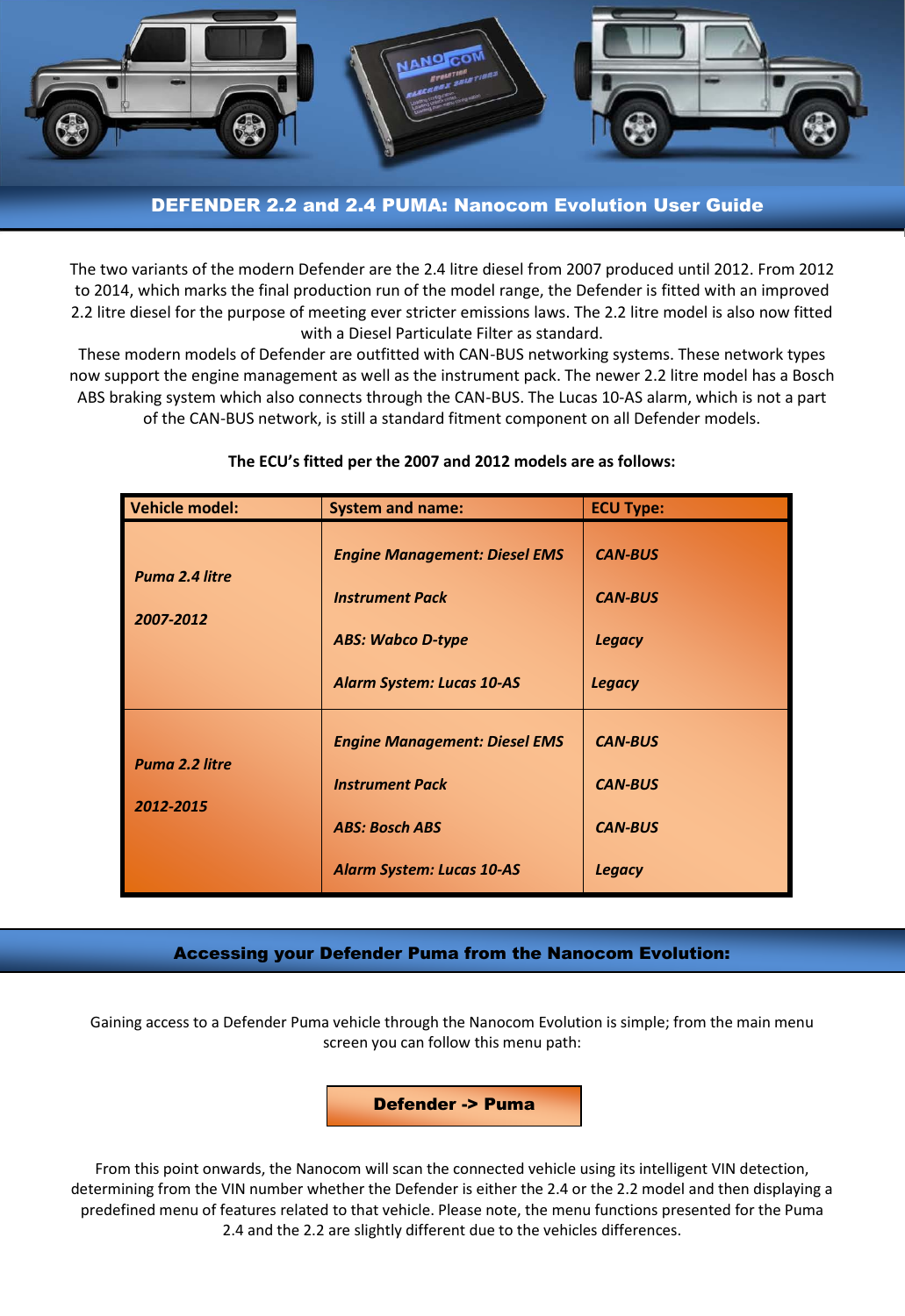# DEFENDER 2.2 and 2.4 PUMA: Nanocom Evolution User Guide

The two variants of the modern Defender are the 2.4 litre diesel from 2007 produced until 2012. From 2012 to 2014, which marks the final production run of the model range, the Defender is fitted with an improved 2.2 litre diesel for the purpose of meeting ever stricter emissions laws. The 2.2 litre model is also now fitted with a Diesel Particulate Filter as standard.

These modern models of Defender are outfitted with CAN-BUS networking systems. These network types now support the engine management as well as the instrument pack. The newer 2.2 litre model has a Bosch ABS braking system which also connects through the CAN-BUS. The Lucas 10-AS alarm, which is not a part of the CAN-BUS network, is still a standard fitment component on all Defender models.

**The ECU's fitted per the 2007 and 2012 models are as follows:**

| Vehicle model: | System and name: | ECU Type: |
|---|---|---|
| ***Puma 2.4 litre 2007-2012*** | ***Engine Management: Diesel EMS*** | ***CAN-BUS*** |
| | ***Instrument Pack*** | ***CAN-BUS*** |
| | ***ABS: Wabco D-type*** | ***Legacy*** |
| | ***Alarm System: Lucas 10-AS*** | ***Legacy*** |
| ***Puma 2.2 litre 2012-2015*** | ***Engine Management: Diesel EMS*** | ***CAN-BUS*** |
| | ***Instrument Pack*** | ***CAN-BUS*** |
| | ***ABS: Bosch ABS*** | ***CAN-BUS*** |
| | ***Alarm System: Lucas 10-AS*** | ***Legacy*** |

## Accessing your Defender Puma from the Nanocom Evolution:

Gaining access to a Defender Puma vehicle through the Nanocom Evolution is simple; from the main menu screen you can follow this menu path:

**Defender -> Puma**

From this point onwards, the Nanocom will scan the connected vehicle using its intelligent VIN detection, determining from the VIN number whether the Defender is either the 2.4 or the 2.2 model and then displaying a predefined menu of features related to that vehicle. Please note, the menu functions presented for the Puma 2.4 and the 2.2 are slightly different due to the vehicles differences.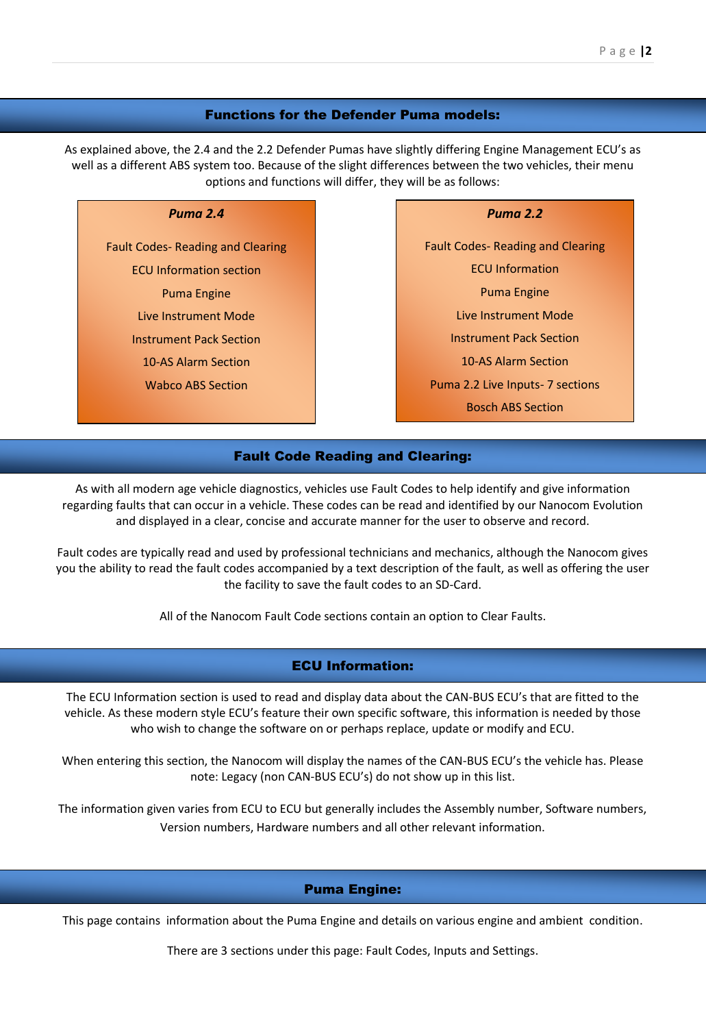## Functions for the Defender Puma models:

As explained above, the 2.4 and the 2.2 Defender Pumas have slightly differing Engine Management ECU's as well as a different ABS system too. Because of the slight differences between the two vehicles, their menu options and functions will differ, they will be as follows:

***Puma 2.4***

- Fault Codes- Reading and Clearing
- ECU Information section
- Puma Engine
- Live Instrument Mode
- Instrument Pack Section
- 10-AS Alarm Section
- Wabco ABS Section

***Puma 2.2***

- Fault Codes- Reading and Clearing
- ECU Information
- Puma Engine
- Live Instrument Mode
- Instrument Pack Section
- 10-AS Alarm Section
- Puma 2.2 Live Inputs- 7 sections
- Bosch ABS Section

## Fault Code Reading and Clearing:

As with all modern age vehicle diagnostics, vehicles use Fault Codes to help identify and give information regarding faults that can occur in a vehicle. These codes can be read and identified by our Nanocom Evolution and displayed in a clear, concise and accurate manner for the user to observe and record.

Fault codes are typically read and used by professional technicians and mechanics, although the Nanocom gives you the ability to read the fault codes accompanied by a text description of the fault, as well as offering the user the facility to save the fault codes to an SD-Card.

All of the Nanocom Fault Code sections contain an option to Clear Faults.

## ECU Information:

The ECU Information section is used to read and display data about the CAN-BUS ECU's that are fitted to the vehicle. As these modern style ECU's feature their own specific software, this information is needed by those who wish to change the software on or perhaps replace, update or modify and ECU.

When entering this section, the Nanocom will display the names of the CAN-BUS ECU's the vehicle has. Please note: Legacy (non CAN-BUS ECU's) do not show up in this list.

The information given varies from ECU to ECU but generally includes the Assembly number, Software numbers, Version numbers, Hardware numbers and all other relevant information.

## Puma Engine:

This page contains information about the Puma Engine and details on various engine and ambient condition.

There are 3 sections under this page: Fault Codes, Inputs and Settings.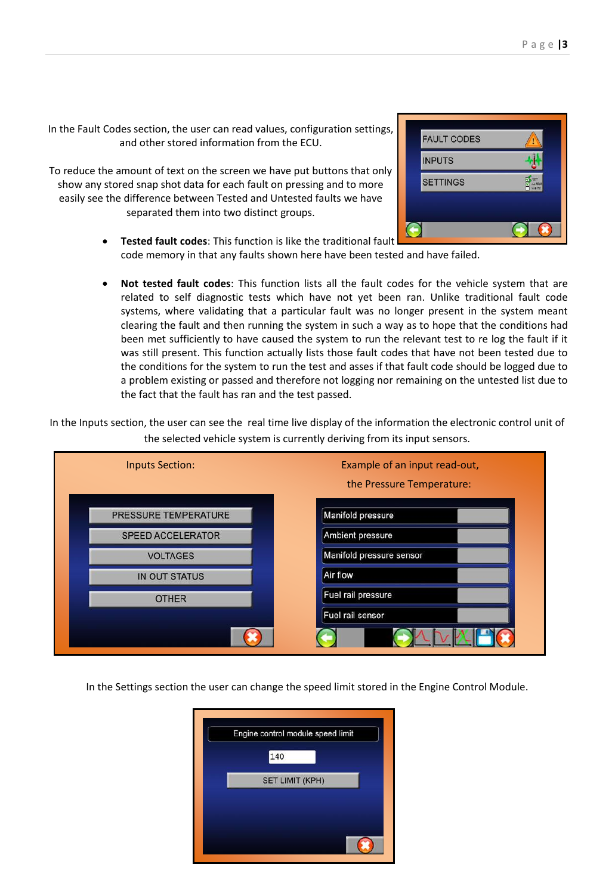In the Fault Codes section, the user can read values, configuration settings, and other stored information from the ECU.

To reduce the amount of text on the screen we have put buttons that only show any stored snap shot data for each fault on pressing and to more easily see the difference between Tested and Untested faults we have separated them into two distinct groups.

FAULT CODES

INPUTS

SETTINGS

- **Tested fault codes**: This function is like the traditional fault code memory in that any faults shown here have been tested and have failed.

- **Not tested fault codes**: This function lists all the fault codes for the vehicle system that are related to self diagnostic tests which have not yet been ran. Unlike traditional fault code systems, where validating that a particular fault was no longer present in the system meant clearing the fault and then running the system in such a way as to hope that the conditions had been met sufficiently to have caused the system to run the relevant test to re log the fault if it was still present. This function actually lists those fault codes that have not been tested due to the conditions for the system to run the test and asses if that fault code should be logged due to a problem existing or passed and therefore not logging nor remaining on the untested list due to the fact that the fault has ran and the test passed.

In the Inputs section, the user can see the real time live display of the information the electronic control unit of the selected vehicle system is currently deriving from its input sensors.

Inputs Section:

PRESSURE TEMPERATURE

SPEED ACCELERATOR

VOLTAGES

IN OUT STATUS

OTHER

Example of an input read-out, the Pressure Temperature:

Manifold pressure

Ambient pressure

Manifold pressure sensor

Air flow

Fuel rail pressure

Fuel rail sensor

In the Settings section the user can change the speed limit stored in the Engine Control Module.

Engine control module speed limit

140

SET LIMIT (KPH)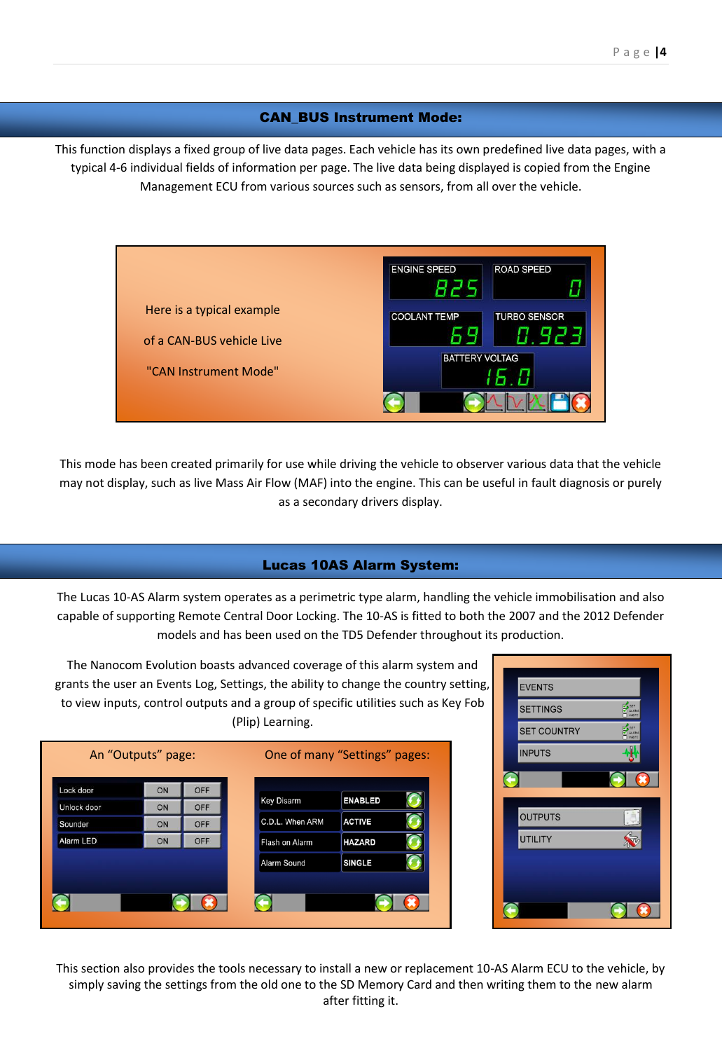## CAN_BUS Instrument Mode:

This function displays a fixed group of live data pages. Each vehicle has its own predefined live data pages, with a typical 4-6 individual fields of information per page. The live data being displayed is copied from the Engine Management ECU from various sources such as sensors, from all over the vehicle.

Here is a typical example of a CAN-BUS vehicle Live "CAN Instrument Mode"

This mode has been created primarily for use while driving the vehicle to observer various data that the vehicle may not display, such as live Mass Air Flow (MAF) into the engine. This can be useful in fault diagnosis or purely as a secondary drivers display.

## Lucas 10AS Alarm System:

The Lucas 10-AS Alarm system operates as a perimetric type alarm, handling the vehicle immobilisation and also capable of supporting Remote Central Door Locking. The 10-AS is fitted to both the 2007 and the 2012 Defender models and has been used on the TD5 Defender throughout its production.

The Nanocom Evolution boasts advanced coverage of this alarm system and grants the user an Events Log, Settings, the ability to change the country setting, to view inputs, control outputs and a group of specific utilities such as Key Fob (Plip) Learning.

An "Outputs" page:

One of many "Settings" pages:

This section also provides the tools necessary to install a new or replacement 10-AS Alarm ECU to the vehicle, by simply saving the settings from the old one to the SD Memory Card and then writing them to the new alarm after fitting it.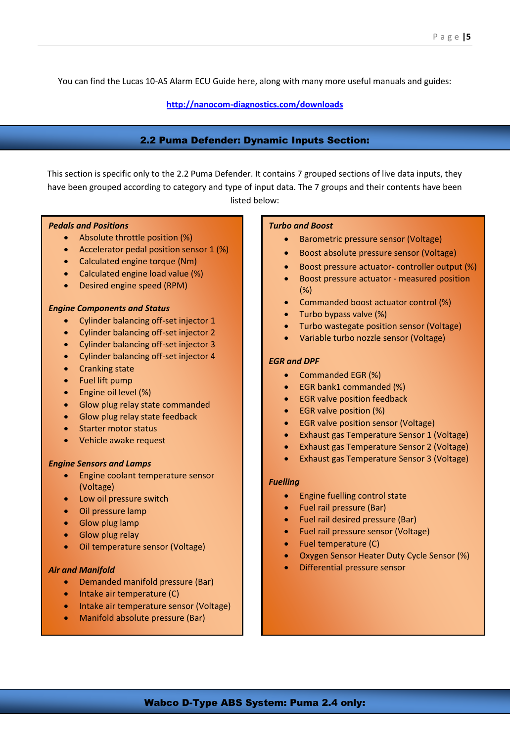You can find the Lucas 10-AS Alarm ECU Guide here, along with many more useful manuals and guides:

[http://nanocom-diagnostics.com/downloads](http://nanocom-diagnostics.com/downloads)

## 2.2 Puma Defender: Dynamic Inputs Section:

This section is specific only to the 2.2 Puma Defender. It contains 7 grouped sections of live data inputs, they have been grouped according to category and type of input data. The 7 groups and their contents have been listed below:

***Pedals and Positions***

- Absolute throttle position (%)
- Accelerator pedal position sensor 1 (%)
- Calculated engine torque (Nm)
- Calculated engine load value (%)
- Desired engine speed (RPM)

***Engine Components and Status***

- Cylinder balancing off-set injector 1
- Cylinder balancing off-set injector 2
- Cylinder balancing off-set injector 3
- Cylinder balancing off-set injector 4
- Cranking state
- Fuel lift pump
- Engine oil level (%)
- Glow plug relay state commanded
- Glow plug relay state feedback
- Starter motor status
- Vehicle awake request

***Engine Sensors and Lamps***

- Engine coolant temperature sensor (Voltage)
- Low oil pressure switch
- Oil pressure lamp
- Glow plug lamp
- Glow plug relay
- Oil temperature sensor (Voltage)

***Air and Manifold***

- Demanded manifold pressure (Bar)
- Intake air temperature (C)
- Intake air temperature sensor (Voltage)
- Manifold absolute pressure (Bar)

***Turbo and Boost***

- Barometric pressure sensor (Voltage)
- Boost absolute pressure sensor (Voltage)
- Boost pressure actuator- controller output (%)
- Boost pressure actuator - measured position (%)
- Commanded boost actuator control (%)
- Turbo bypass valve (%)
- Turbo wastegate position sensor (Voltage)
- Variable turbo nozzle sensor (Voltage)

***EGR and DPF***

- Commanded EGR (%)
- EGR bank1 commanded (%)
- EGR valve position feedback
- EGR valve position (%)
- EGR valve position sensor (Voltage)
- Exhaust gas Temperature Sensor 1 (Voltage)
- Exhaust gas Temperature Sensor 2 (Voltage)
- Exhaust gas Temperature Sensor 3 (Voltage)

***Fuelling***

- Engine fuelling control state
- Fuel rail pressure (Bar)
- Fuel rail desired pressure (Bar)
- Fuel rail pressure sensor (Voltage)
- Fuel temperature (C)
- Oxygen Sensor Heater Duty Cycle Sensor (%)
- Differential pressure sensor

## Wabco D-Type ABS System: Puma 2.4 only: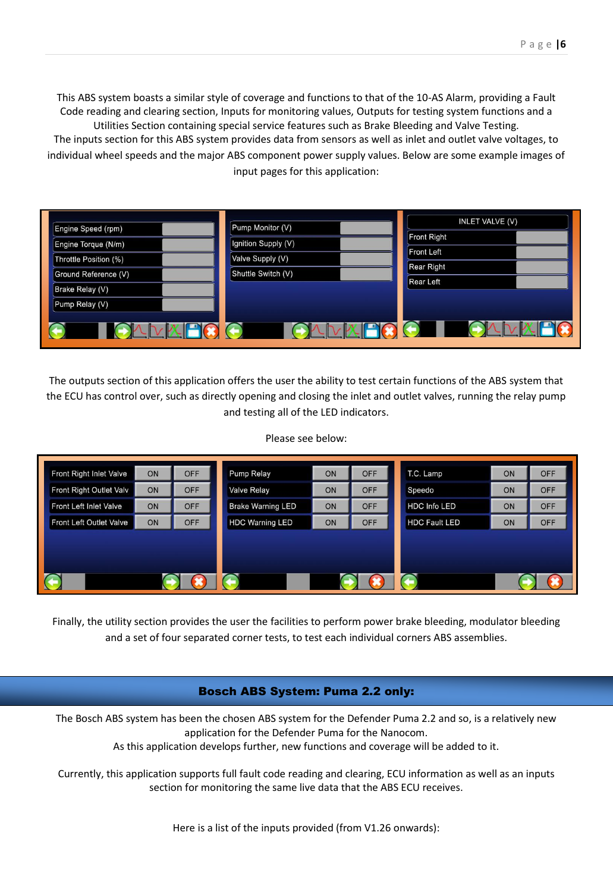This ABS system boasts a similar style of coverage and functions to that of the 10-AS Alarm, providing a Fault Code reading and clearing section, Inputs for monitoring values, Outputs for testing system functions and a Utilities Section containing special service features such as Brake Bleeding and Valve Testing.
The inputs section for this ABS system provides data from sensors as well as inlet and outlet valve voltages, to individual wheel speeds and the major ABS component power supply values. Below are some example images of input pages for this application:

The outputs section of this application offers the user the ability to test certain functions of the ABS system that the ECU has control over, such as directly opening and closing the inlet and outlet valves, running the relay pump and testing all of the LED indicators.

Please see below:

Finally, the utility section provides the user the facilities to perform power brake bleeding, modulator bleeding and a set of four separated corner tests, to test each individual corners ABS assemblies.

## Bosch ABS System: Puma 2.2 only:

The Bosch ABS system has been the chosen ABS system for the Defender Puma 2.2 and so, is a relatively new application for the Defender Puma for the Nanocom.
As this application develops further, new functions and coverage will be added to it.

Currently, this application supports full fault code reading and clearing, ECU information as well as an inputs section for monitoring the same live data that the ABS ECU receives.

Here is a list of the inputs provided (from V1.26 onwards):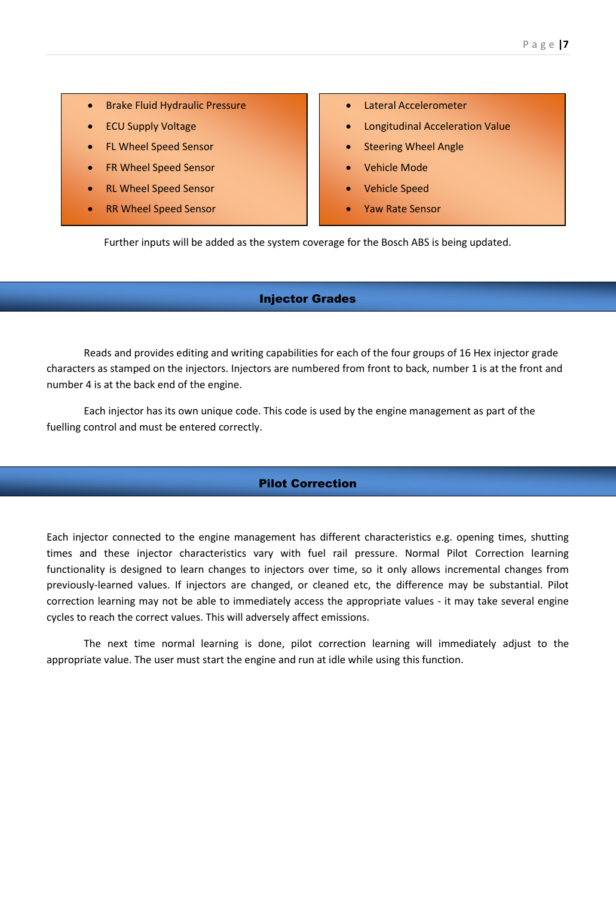- Brake Fluid Hydraulic Pressure
- ECU Supply Voltage
- FL Wheel Speed Sensor
- FR Wheel Speed Sensor
- RL Wheel Speed Sensor
- RR Wheel Speed Sensor

- Lateral Accelerometer
- Longitudinal Acceleration Value
- Steering Wheel Angle
- Vehicle Mode
- Vehicle Speed
- Yaw Rate Sensor

Further inputs will be added as the system coverage for the Bosch ABS is being updated.

## Injector Grades

Reads and provides editing and writing capabilities for each of the four groups of 16 Hex injector grade characters as stamped on the injectors. Injectors are numbered from front to back, number 1 is at the front and number 4 is at the back end of the engine.

Each injector has its own unique code. This code is used by the engine management as part of the fuelling control and must be entered correctly.

## Pilot Correction

Each injector connected to the engine management has different characteristics e.g. opening times, shutting times and these injector characteristics vary with fuel rail pressure. Normal Pilot Correction learning functionality is designed to learn changes to injectors over time, so it only allows incremental changes from previously-learned values. If injectors are changed, or cleaned etc, the difference may be substantial. Pilot correction learning may not be able to immediately access the appropriate values - it may take several engine cycles to reach the correct values. This will adversely affect emissions.

The next time normal learning is done, pilot correction learning will immediately adjust to the appropriate value. The user must start the engine and run at idle while using this function.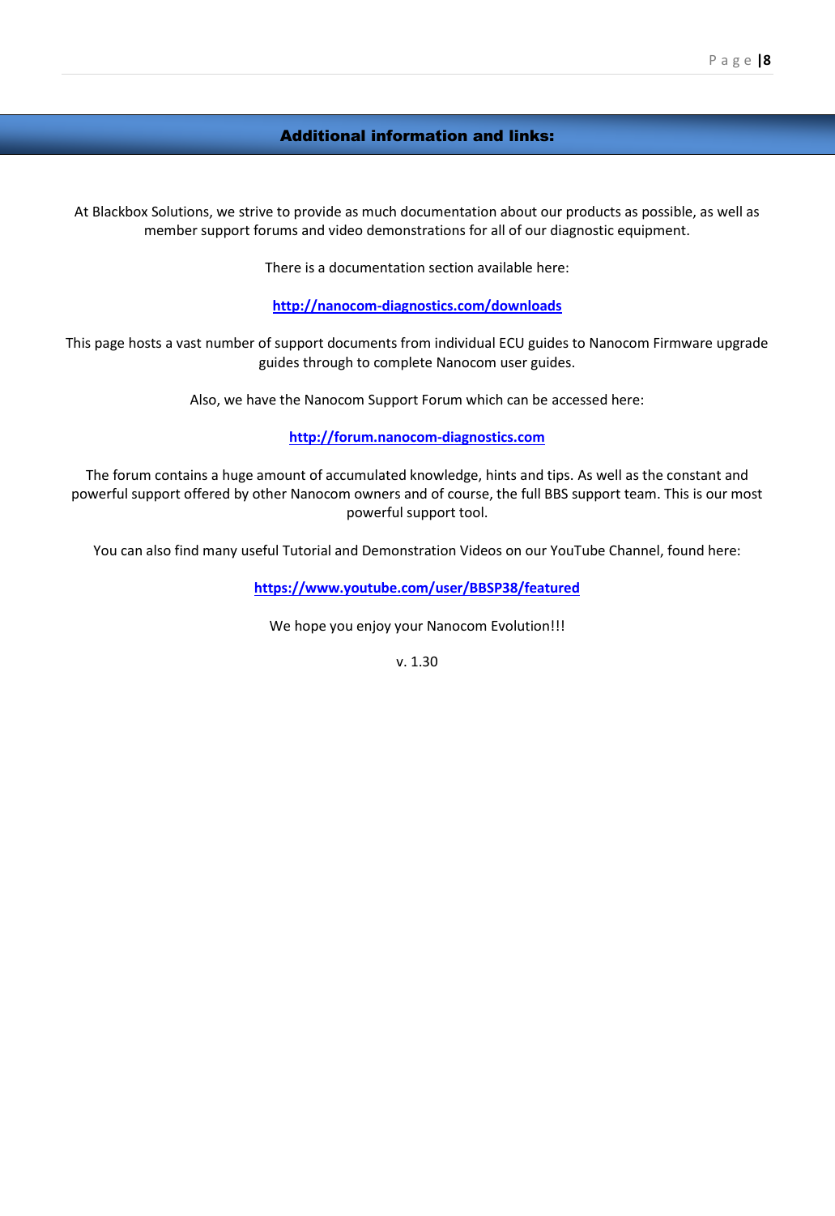## Additional information and links:

At Blackbox Solutions, we strive to provide as much documentation about our products as possible, as well as member support forums and video demonstrations for all of our diagnostic equipment.

There is a documentation section available here:

**http://nanocom-diagnostics.com/downloads**

This page hosts a vast number of support documents from individual ECU guides to Nanocom Firmware upgrade guides through to complete Nanocom user guides.

Also, we have the Nanocom Support Forum which can be accessed here:

**http://forum.nanocom-diagnostics.com**

The forum contains a huge amount of accumulated knowledge, hints and tips. As well as the constant and powerful support offered by other Nanocom owners and of course, the full BBS support team. This is our most powerful support tool.

You can also find many useful Tutorial and Demonstration Videos on our YouTube Channel, found here:

**https://www.youtube.com/user/BBSP38/featured**

We hope you enjoy your Nanocom Evolution!!!

v. 1.30